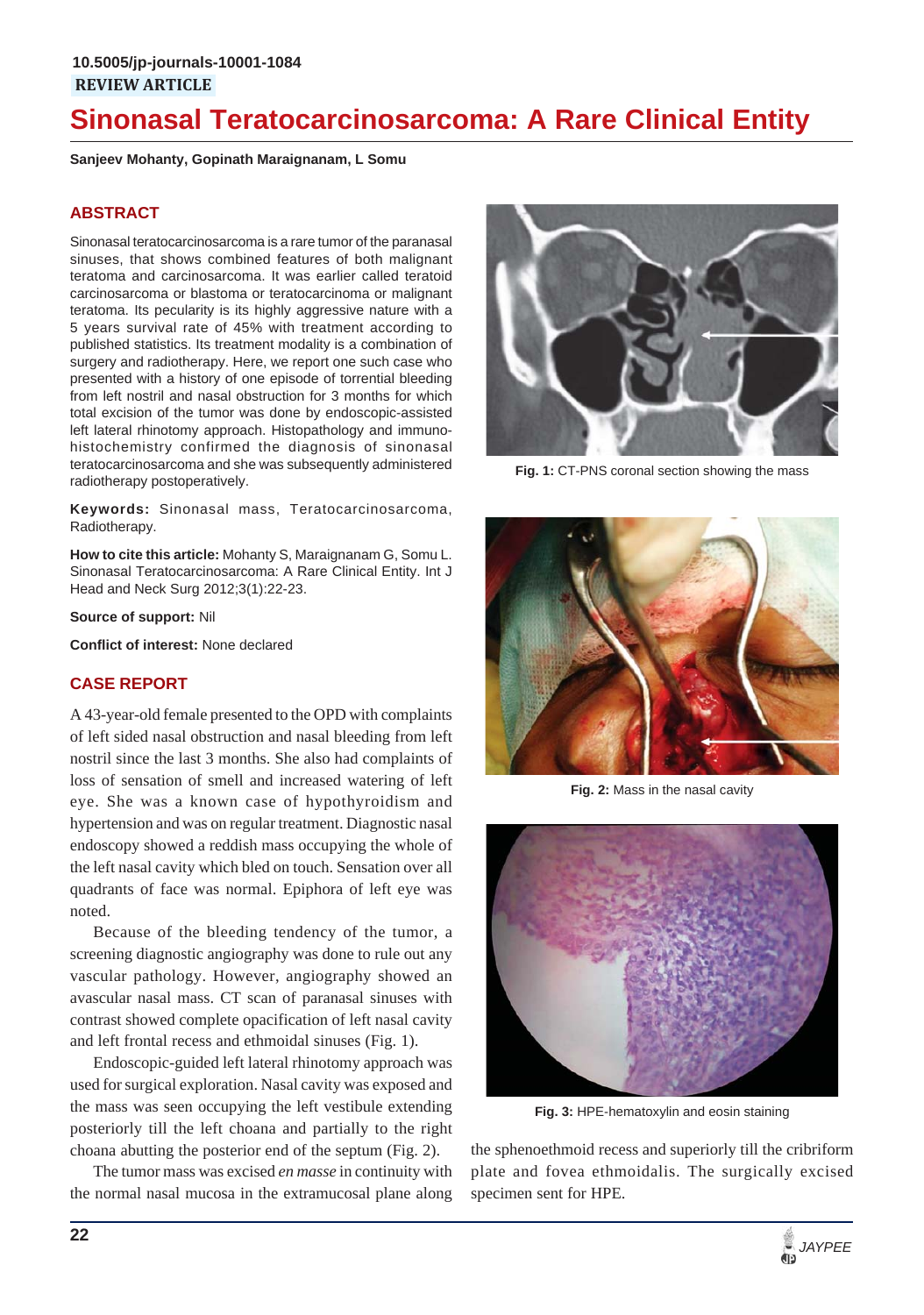10.5005/jp-journals-10001-1084

REVIEW ARTICLE

# Sinonasal Teratocarcinosarcoma: A Rare Clinical Entity

**Sanjeev Mohanty, Gopinath Maraignanam, L Somu**

## ABSTRACT

Sinonasal teratocarcinosarcoma is a rare tumor of the paranasal sinuses, that shows combined features of both malignant teratoma and carcinosarcoma. It was earlier called teratoid carcinosarcoma or blastoma or teratocarcinoma or malignant teratoma. Its pecularity is its highly aggressive nature with a 5 years survival rate of 45% with treatment according to published statistics. Its treatment modality is a combination of surgery and radiotherapy. Here, we report one such case who presented with a history of one episode of torrential bleeding from left nostril and nasal obstruction for 3 months for which total excision of the tumor was done by endoscopic-assisted left lateral rhinotomy approach. Histopathology and immunohistochemistry confirmed the diagnosis of sinonasal teratocarcinosarcoma and she was subsequently administered radiotherapy postoperatively.

**Keywords:** Sinonasal mass, Teratocarcinosarcoma, Radiotherapy.

**How to cite this article:** Mohanty S, Maraignanam G, Somu L. Sinonasal Teratocarcinosarcoma: A Rare Clinical Entity. Int J Head and Neck Surg 2012;3(1):22-23.

**Source of support:** Nil

**Conflict of interest:** None declared

## CASE REPORT

A 43-year-old female presented to the OPD with complaints of left sided nasal obstruction and nasal bleeding from left nostril since the last 3 months. She also had complaints of loss of sensation of smell and increased watering of left eye. She was a known case of hypothyroidism and hypertension and was on regular treatment. Diagnostic nasal endoscopy showed a reddish mass occupying the whole of the left nasal cavity which bled on touch. Sensation over all quadrants of face was normal. Epiphora of left eye was noted.

Because of the bleeding tendency of the tumor, a screening diagnostic angiography was done to rule out any vascular pathology. However, angiography showed an avascular nasal mass. CT scan of paranasal sinuses with contrast showed complete opacification of left nasal cavity and left frontal recess and ethmoidal sinuses (Fig. 1).

Endoscopic-guided left lateral rhinotomy approach was used for surgical exploration. Nasal cavity was exposed and the mass was seen occupying the left vestibule extending posteriorly till the left choana and partially to the right choana abutting the posterior end of the septum (Fig. 2).

The tumor mass was excised *en masse* in continuity with the normal nasal mucosa in the extramucosal plane along the sphenoethmoid recess and superiorly till the cribriform plate and fovea ethmoidalis. The surgically excised specimen sent for HPE.

**Fig. 1:** CT-PNS coronal section showing the mass

**Fig. 2:** Mass in the nasal cavity

**Fig. 3:** HPE-hematoxylin and eosin staining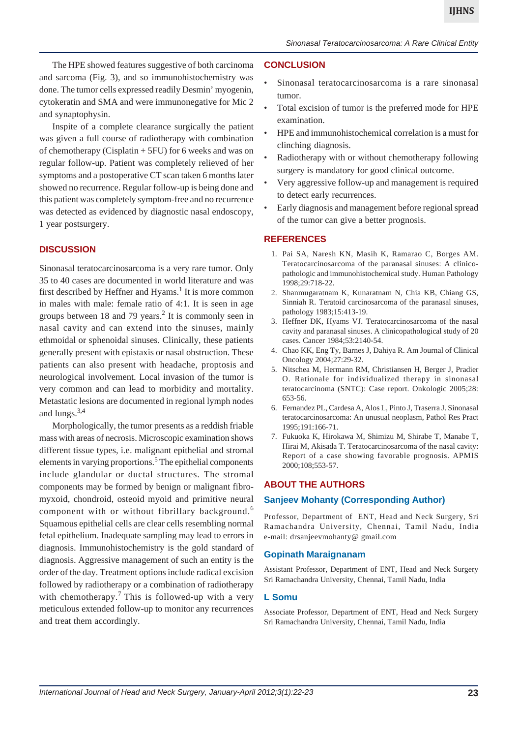The HPE showed features suggestive of both carcinoma and sarcoma (Fig. 3), and so immunohistochemistry was done. The tumor cells expressed readily Desmin' myogenin, cytokeratin and SMA and were immunonegative for Mic 2 and synaptophysin.

Inspite of a complete clearance surgically the patient was given a full course of radiotherapy with combination of chemotherapy (Cisplatin + 5FU) for 6 weeks and was on regular follow-up. Patient was completely relieved of her symptoms and a postoperative CT scan taken 6 months later showed no recurrence. Regular follow-up is being done and this patient was completely symptom-free and no recurrence was detected as evidenced by diagnostic nasal endoscopy, 1 year postsurgery.

## DISCUSSION

Sinonasal teratocarcinosarcoma is a very rare tumor. Only 35 to 40 cases are documented in world literature and was first described by Heffner and Hyams.[1] It is more common in males with male: female ratio of 4:1. It is seen in age groups between 18 and 79 years.[2] It is commonly seen in nasal cavity and can extend into the sinuses, mainly ethmoidal or sphenoidal sinuses. Clinically, these patients generally present with epistaxis or nasal obstruction. These patients can also present with headache, proptosis and neurological involvement. Local invasion of the tumor is very common and can lead to morbidity and mortality. Metastatic lesions are documented in regional lymph nodes and lungs.[3,4]

Morphologically, the tumor presents as a reddish friable mass with areas of necrosis. Microscopic examination shows different tissue types, i.e. malignant epithelial and stromal elements in varying proportions.[5] The epithelial components include glandular or ductal structures. The stromal components may be formed by benign or malignant fibromyxoid, chondroid, osteoid myoid and primitive neural component with or without fibrillary background.[6] Squamous epithelial cells are clear cells resembling normal fetal epithelium. Inadequate sampling may lead to errors in diagnosis. Immunohistochemistry is the gold standard of diagnosis. Aggressive management of such an entity is the order of the day. Treatment options include radical excision followed by radiotherapy or a combination of radiotherapy with chemotherapy.[7] This is followed-up with a very meticulous extended follow-up to monitor any recurrences and treat them accordingly.

## CONCLUSION

- Sinonasal teratocarcinosarcoma is a rare sinonasal tumor.
- Total excision of tumor is the preferred mode for HPE examination.
- HPE and immunohistochemical correlation is a must for clinching diagnosis.
- Radiotherapy with or without chemotherapy following surgery is mandatory for good clinical outcome.
- Very aggressive follow-up and management is required to detect early recurrences.
- Early diagnosis and management before regional spread of the tumor can give a better prognosis.

## REFERENCES

1. Pai SA, Naresh KN, Masih K, Ramarao C, Borges AM. Teratocarcinosarcoma of the paranasal sinuses: A clinicopathologic and immunohistochemical study. Human Pathology 1998;29:718-22.
2. Shanmugaratnam K, Kunaratnam N, Chia KB, Chiang GS, Sinniah R. Teratoid carcinosarcoma of the paranasal sinuses, pathology 1983;15:413-19.
3. Heffner DK, Hyams VJ. Teratocarcinosarcoma of the nasal cavity and paranasal sinuses. A clinicopathological study of 20 cases. Cancer 1984;53:2140-54.
4. Chao KK, Eng Ty, Barnes J, Dahiya R. Am Journal of Clinical Oncology 2004;27:29-32.
5. Nitschea M, Hermann RM, Christiansen H, Berger J, Pradier O. Rationale for individualized therapy in sinonasal teratocarcinoma (SNTC): Case report. Onkologic 2005;28: 653-56.
6. Fernandez PL, Cardesa A, Alos L, Pinto J, Traserra J. Sinonasal teratocarcinosarcoma: An unusual neoplasm, Pathol Res Pract 1995;191:166-71.
7. Fukuoka K, Hirokawa M, Shimizu M, Shirabe T, Manabe T, Hirai M, Akisada T. Teratocarcinosarcoma of the nasal cavity: Report of a case showing favorable prognosis. APMIS 2000;108;553-57.

## ABOUT THE AUTHORS

### Sanjeev Mohanty (Corresponding Author)

Professor, Department of ENT, Head and Neck Surgery, Sri Ramachandra University, Chennai, Tamil Nadu, India
e-mail: drsanjeevmohanty@ gmail.com

### Gopinath Maraignanam

Assistant Professor, Department of ENT, Head and Neck Surgery Sri Ramachandra University, Chennai, Tamil Nadu, India

### L Somu

Associate Professor, Department of ENT, Head and Neck Surgery Sri Ramachandra University, Chennai, Tamil Nadu, India